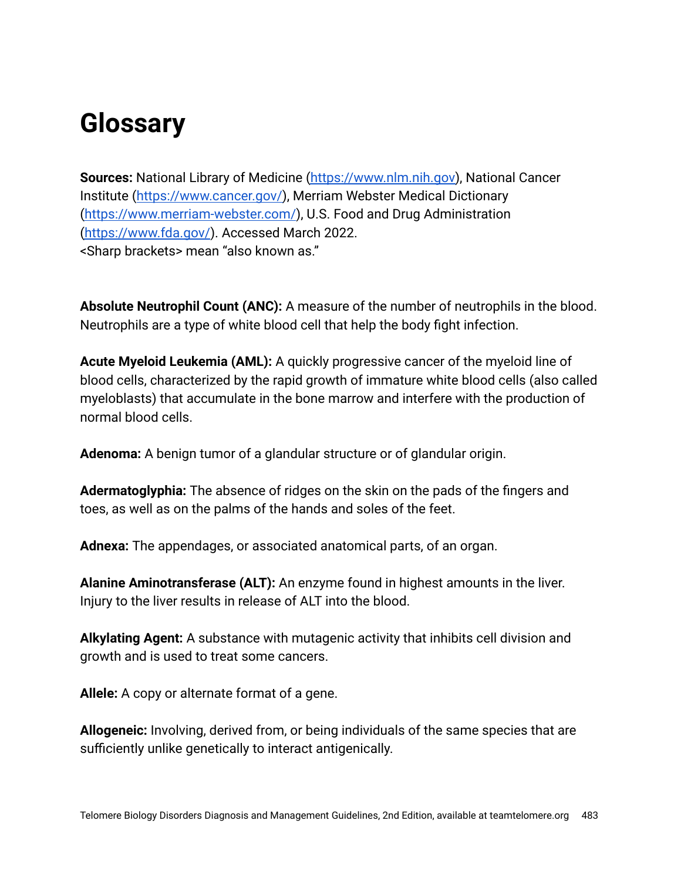# Glossary

**Sources:** National Library of Medicine (https://www.nlm.nih.gov), National Cancer Institute (https://www.cancer.gov/), Merriam Webster Medical Dictionary (https://www.merriam-webster.com/), U.S. Food and Drug Administration (https://www.fda.gov/). Accessed March 2022.
<Sharp brackets> mean "also known as."

**Absolute Neutrophil Count (ANC):** A measure of the number of neutrophils in the blood. Neutrophils are a type of white blood cell that help the body fight infection.

**Acute Myeloid Leukemia (AML):** A quickly progressive cancer of the myeloid line of blood cells, characterized by the rapid growth of immature white blood cells (also called myeloblasts) that accumulate in the bone marrow and interfere with the production of normal blood cells.

**Adenoma:** A benign tumor of a glandular structure or of glandular origin.

**Adermatoglyphia:** The absence of ridges on the skin on the pads of the fingers and toes, as well as on the palms of the hands and soles of the feet.

**Adnexa:** The appendages, or associated anatomical parts, of an organ.

**Alanine Aminotransferase (ALT):** An enzyme found in highest amounts in the liver. Injury to the liver results in release of ALT into the blood.

**Alkylating Agent:** A substance with mutagenic activity that inhibits cell division and growth and is used to treat some cancers.

**Allele:** A copy or alternate format of a gene.

**Allogeneic:** Involving, derived from, or being individuals of the same species that are sufficiently unlike genetically to interact antigenically.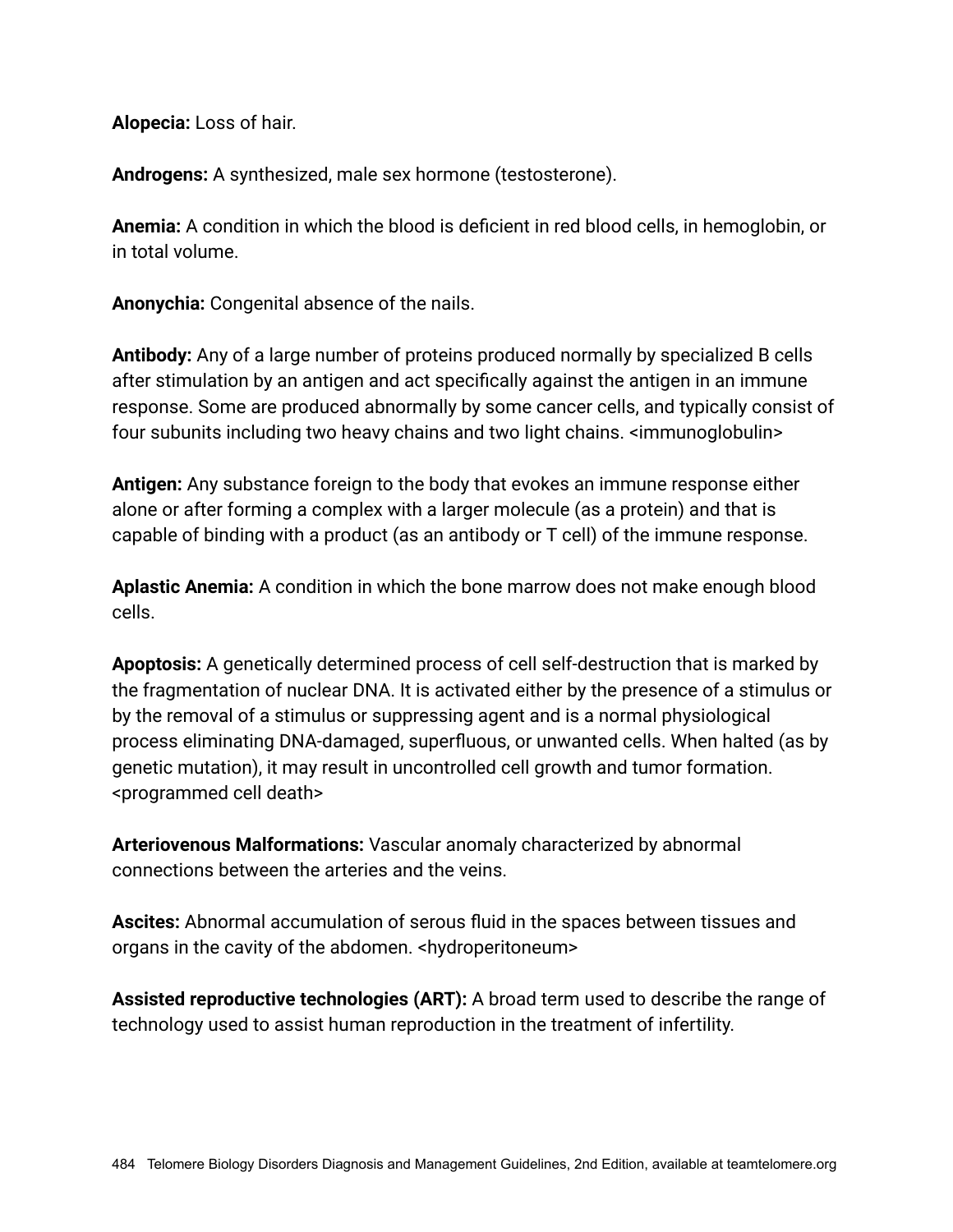**Alopecia:** Loss of hair.

**Androgens:** A synthesized, male sex hormone (testosterone).

**Anemia:** A condition in which the blood is deficient in red blood cells, in hemoglobin, or in total volume.

**Anonychia:** Congenital absence of the nails.

**Antibody:** Any of a large number of proteins produced normally by specialized B cells after stimulation by an antigen and act specifically against the antigen in an immune response. Some are produced abnormally by some cancer cells, and typically consist of four subunits including two heavy chains and two light chains. <immunoglobulin>

**Antigen:** Any substance foreign to the body that evokes an immune response either alone or after forming a complex with a larger molecule (as a protein) and that is capable of binding with a product (as an antibody or T cell) of the immune response.

**Aplastic Anemia:** A condition in which the bone marrow does not make enough blood cells.

**Apoptosis:** A genetically determined process of cell self-destruction that is marked by the fragmentation of nuclear DNA. It is activated either by the presence of a stimulus or by the removal of a stimulus or suppressing agent and is a normal physiological process eliminating DNA-damaged, superfluous, or unwanted cells. When halted (as by genetic mutation), it may result in uncontrolled cell growth and tumor formation. <programmed cell death>

**Arteriovenous Malformations:** Vascular anomaly characterized by abnormal connections between the arteries and the veins.

**Ascites:** Abnormal accumulation of serous fluid in the spaces between tissues and organs in the cavity of the abdomen. <hydroperitoneum>

**Assisted reproductive technologies (ART):** A broad term used to describe the range of technology used to assist human reproduction in the treatment of infertility.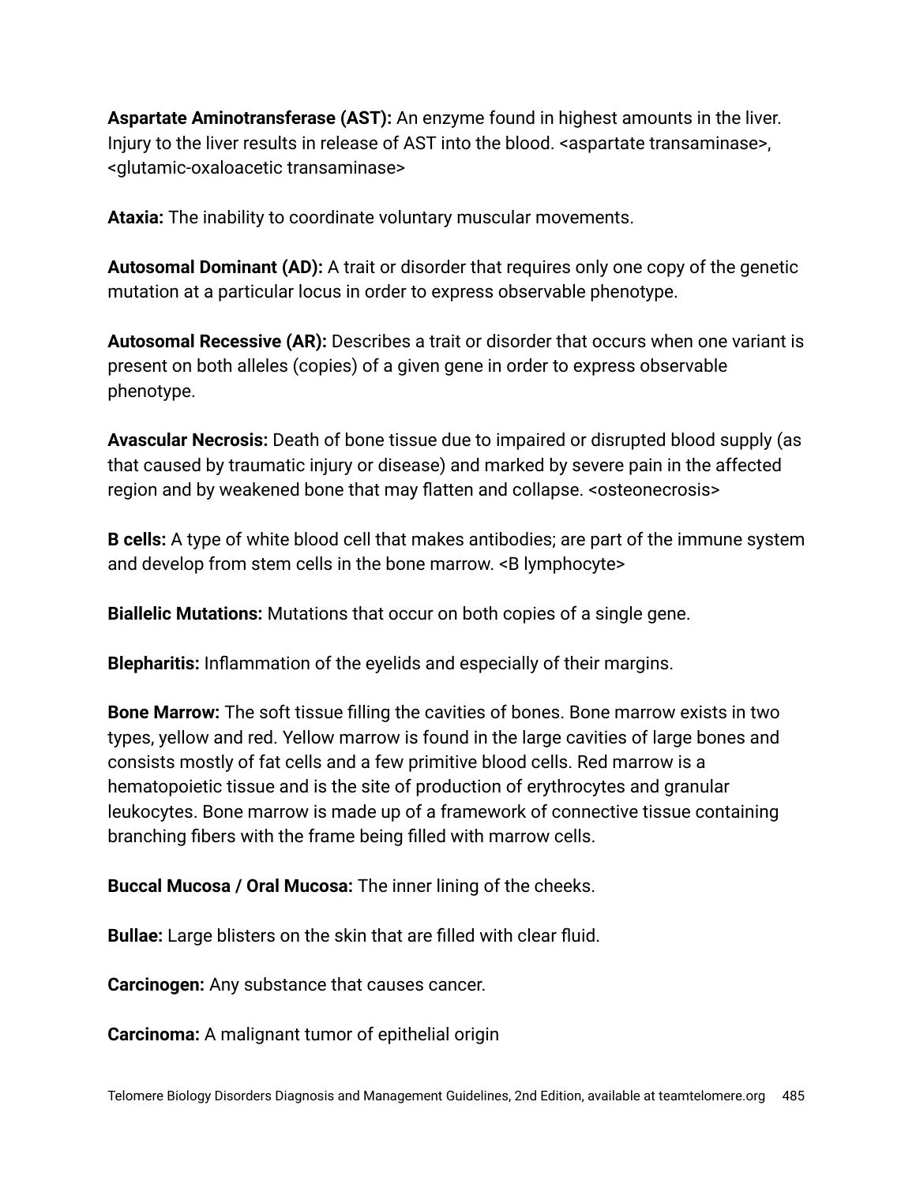**Aspartate Aminotransferase (AST):** An enzyme found in highest amounts in the liver. Injury to the liver results in release of AST into the blood. <aspartate transaminase>, <glutamic-oxaloacetic transaminase>

**Ataxia:** The inability to coordinate voluntary muscular movements.

**Autosomal Dominant (AD):** A trait or disorder that requires only one copy of the genetic mutation at a particular locus in order to express observable phenotype.

**Autosomal Recessive (AR):** Describes a trait or disorder that occurs when one variant is present on both alleles (copies) of a given gene in order to express observable phenotype.

**Avascular Necrosis:** Death of bone tissue due to impaired or disrupted blood supply (as that caused by traumatic injury or disease) and marked by severe pain in the affected region and by weakened bone that may flatten and collapse. <osteonecrosis>

**B cells:** A type of white blood cell that makes antibodies; are part of the immune system and develop from stem cells in the bone marrow. <B lymphocyte>

**Biallelic Mutations:** Mutations that occur on both copies of a single gene.

**Blepharitis:** Inflammation of the eyelids and especially of their margins.

**Bone Marrow:** The soft tissue filling the cavities of bones. Bone marrow exists in two types, yellow and red. Yellow marrow is found in the large cavities of large bones and consists mostly of fat cells and a few primitive blood cells. Red marrow is a hematopoietic tissue and is the site of production of erythrocytes and granular leukocytes. Bone marrow is made up of a framework of connective tissue containing branching fibers with the frame being filled with marrow cells.

**Buccal Mucosa / Oral Mucosa:** The inner lining of the cheeks.

**Bullae:** Large blisters on the skin that are filled with clear fluid.

**Carcinogen:** Any substance that causes cancer.

**Carcinoma:** A malignant tumor of epithelial origin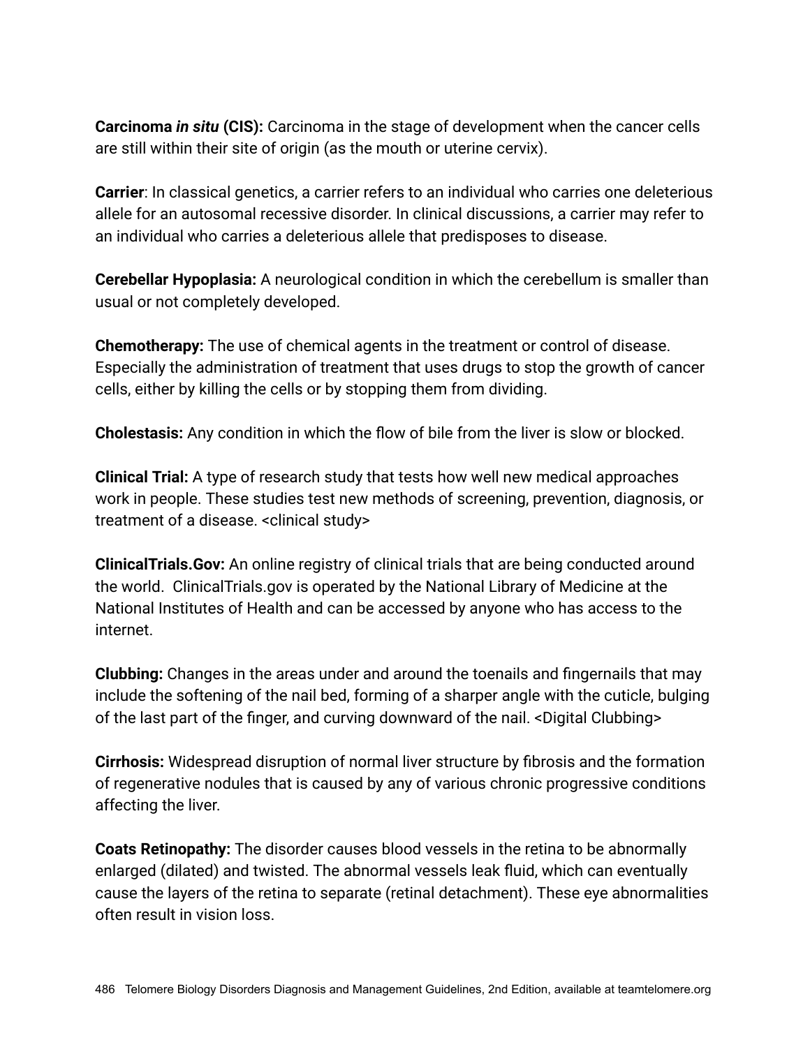**Carcinoma *in situ* (CIS):** Carcinoma in the stage of development when the cancer cells are still within their site of origin (as the mouth or uterine cervix).

**Carrier**: In classical genetics, a carrier refers to an individual who carries one deleterious allele for an autosomal recessive disorder. In clinical discussions, a carrier may refer to an individual who carries a deleterious allele that predisposes to disease.

**Cerebellar Hypoplasia:** A neurological condition in which the cerebellum is smaller than usual or not completely developed.

**Chemotherapy:** The use of chemical agents in the treatment or control of disease. Especially the administration of treatment that uses drugs to stop the growth of cancer cells, either by killing the cells or by stopping them from dividing.

**Cholestasis:** Any condition in which the flow of bile from the liver is slow or blocked.

**Clinical Trial:** A type of research study that tests how well new medical approaches work in people. These studies test new methods of screening, prevention, diagnosis, or treatment of a disease. <clinical study>

**ClinicalTrials.Gov:** An online registry of clinical trials that are being conducted around the world. ClinicalTrials.gov is operated by the National Library of Medicine at the National Institutes of Health and can be accessed by anyone who has access to the internet.

**Clubbing:** Changes in the areas under and around the toenails and fingernails that may include the softening of the nail bed, forming of a sharper angle with the cuticle, bulging of the last part of the finger, and curving downward of the nail. <Digital Clubbing>

**Cirrhosis:** Widespread disruption of normal liver structure by fibrosis and the formation of regenerative nodules that is caused by any of various chronic progressive conditions affecting the liver.

**Coats Retinopathy:** The disorder causes blood vessels in the retina to be abnormally enlarged (dilated) and twisted. The abnormal vessels leak fluid, which can eventually cause the layers of the retina to separate (retinal detachment). These eye abnormalities often result in vision loss.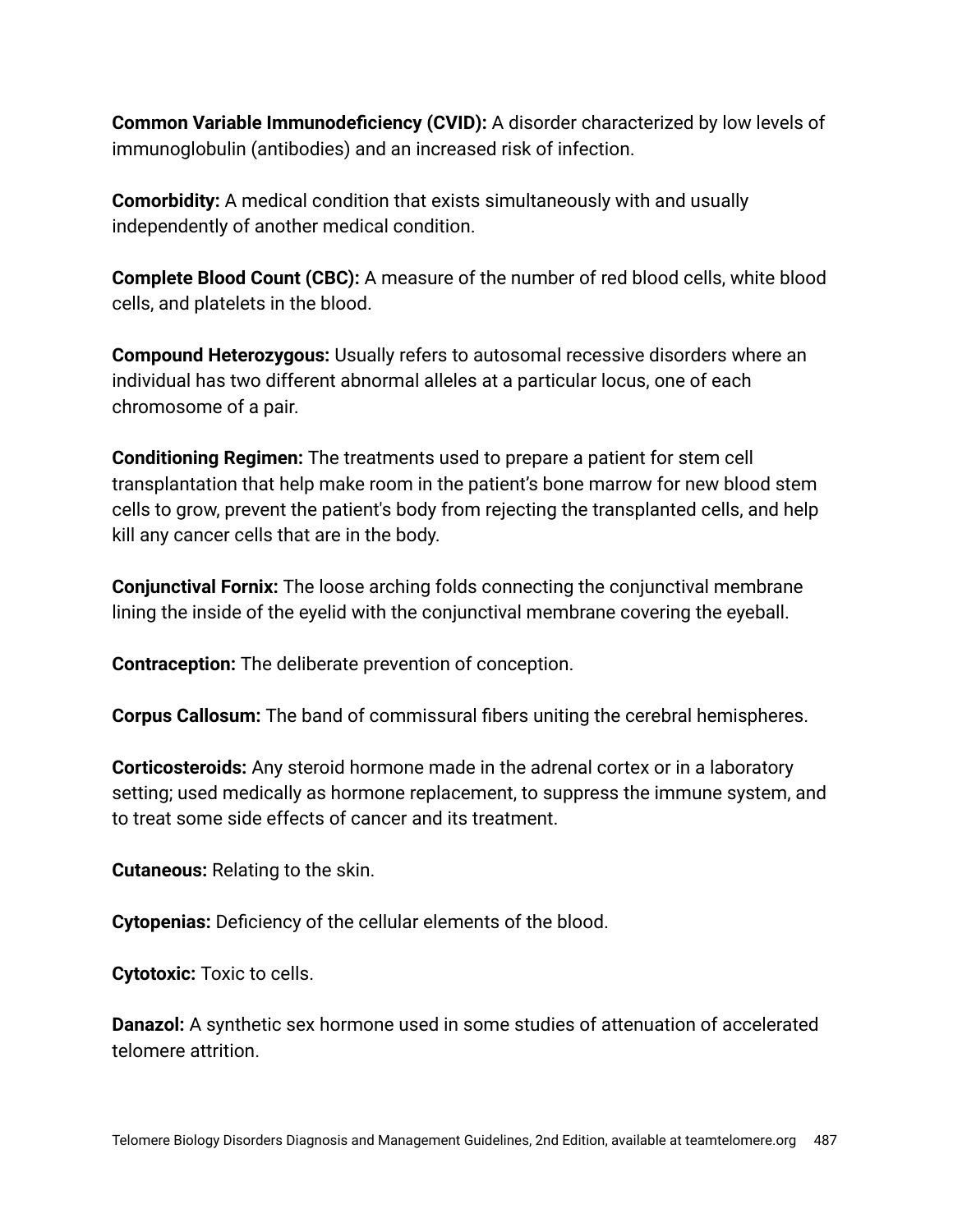**Common Variable Immunodeficiency (CVID):** A disorder characterized by low levels of immunoglobulin (antibodies) and an increased risk of infection.

**Comorbidity:** A medical condition that exists simultaneously with and usually independently of another medical condition.

**Complete Blood Count (CBC):** A measure of the number of red blood cells, white blood cells, and platelets in the blood.

**Compound Heterozygous:** Usually refers to autosomal recessive disorders where an individual has two different abnormal alleles at a particular locus, one of each chromosome of a pair.

**Conditioning Regimen:** The treatments used to prepare a patient for stem cell transplantation that help make room in the patient's bone marrow for new blood stem cells to grow, prevent the patient's body from rejecting the transplanted cells, and help kill any cancer cells that are in the body.

**Conjunctival Fornix:** The loose arching folds connecting the conjunctival membrane lining the inside of the eyelid with the conjunctival membrane covering the eyeball.

**Contraception:** The deliberate prevention of conception.

**Corpus Callosum:** The band of commissural fibers uniting the cerebral hemispheres.

**Corticosteroids:** Any steroid hormone made in the adrenal cortex or in a laboratory setting; used medically as hormone replacement, to suppress the immune system, and to treat some side effects of cancer and its treatment.

**Cutaneous:** Relating to the skin.

**Cytopenias:** Deficiency of the cellular elements of the blood.

**Cytotoxic:** Toxic to cells.

**Danazol:** A synthetic sex hormone used in some studies of attenuation of accelerated telomere attrition.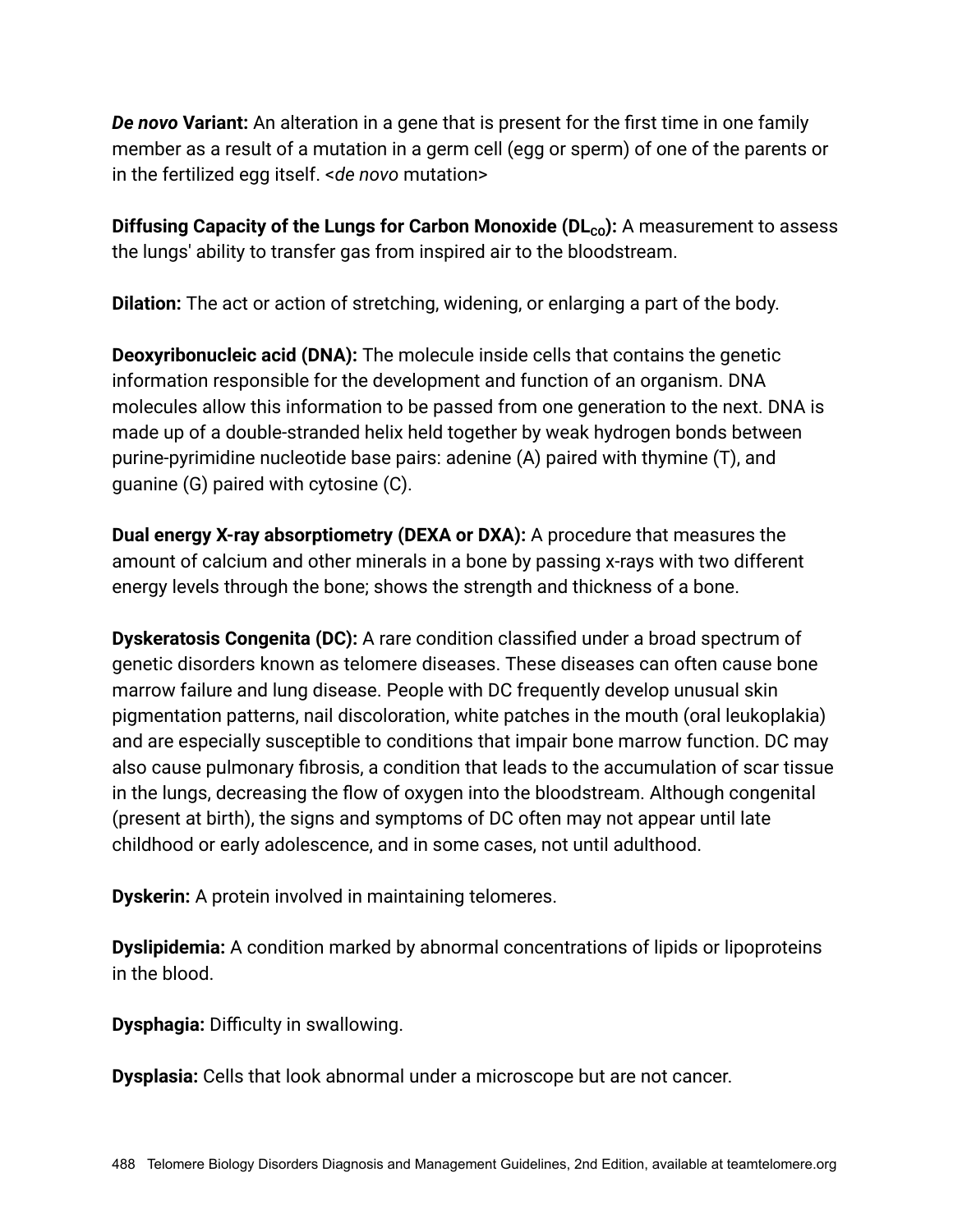***De novo* Variant:** An alteration in a gene that is present for the first time in one family member as a result of a mutation in a germ cell (egg or sperm) of one of the parents or in the fertilized egg itself. <*de novo* mutation>

**Diffusing Capacity of the Lungs for Carbon Monoxide ($DL_{CO}$):** A measurement to assess the lungs' ability to transfer gas from inspired air to the bloodstream.

**Dilation:** The act or action of stretching, widening, or enlarging a part of the body.

**Deoxyribonucleic acid (DNA):** The molecule inside cells that contains the genetic information responsible for the development and function of an organism. DNA molecules allow this information to be passed from one generation to the next. DNA is made up of a double-stranded helix held together by weak hydrogen bonds between purine-pyrimidine nucleotide base pairs: adenine (A) paired with thymine (T), and guanine (G) paired with cytosine (C).

**Dual energy X-ray absorptiometry (DEXA or DXA):** A procedure that measures the amount of calcium and other minerals in a bone by passing x-rays with two different energy levels through the bone; shows the strength and thickness of a bone.

**Dyskeratosis Congenita (DC):** A rare condition classified under a broad spectrum of genetic disorders known as telomere diseases. These diseases can often cause bone marrow failure and lung disease. People with DC frequently develop unusual skin pigmentation patterns, nail discoloration, white patches in the mouth (oral leukoplakia) and are especially susceptible to conditions that impair bone marrow function. DC may also cause pulmonary fibrosis, a condition that leads to the accumulation of scar tissue in the lungs, decreasing the flow of oxygen into the bloodstream. Although congenital (present at birth), the signs and symptoms of DC often may not appear until late childhood or early adolescence, and in some cases, not until adulthood.

**Dyskerin:** A protein involved in maintaining telomeres.

**Dyslipidemia:** A condition marked by abnormal concentrations of lipids or lipoproteins in the blood.

**Dysphagia:** Difficulty in swallowing.

**Dysplasia:** Cells that look abnormal under a microscope but are not cancer.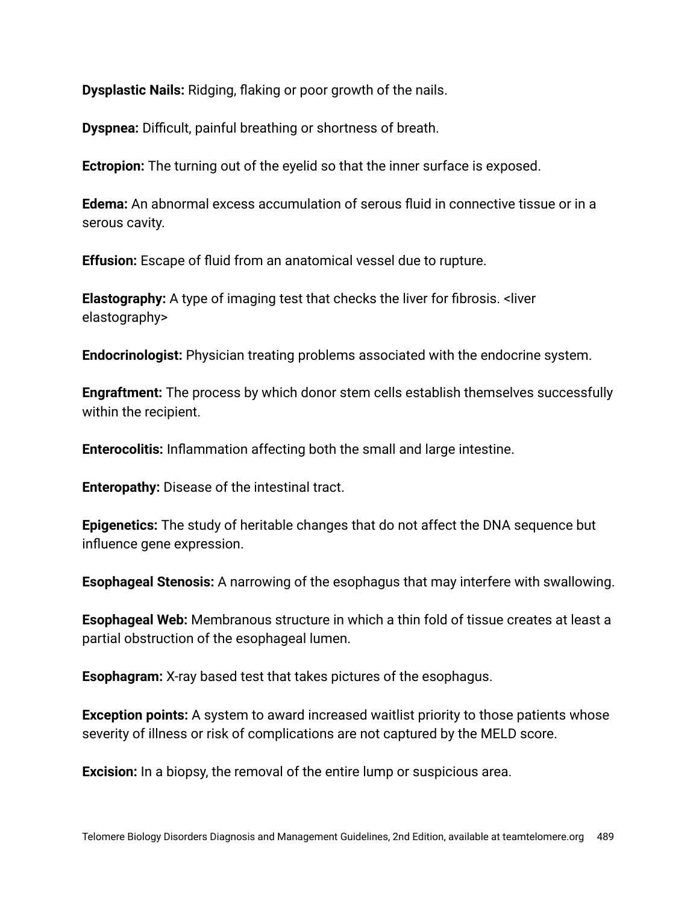**Dysplastic Nails:** Ridging, flaking or poor growth of the nails.

**Dyspnea:** Difficult, painful breathing or shortness of breath.

**Ectropion:** The turning out of the eyelid so that the inner surface is exposed.

**Edema:** An abnormal excess accumulation of serous fluid in connective tissue or in a serous cavity.

**Effusion:** Escape of fluid from an anatomical vessel due to rupture.

**Elastography:** A type of imaging test that checks the liver for fibrosis. <liver elastography>

**Endocrinologist:** Physician treating problems associated with the endocrine system.

**Engraftment:** The process by which donor stem cells establish themselves successfully within the recipient.

**Enterocolitis:** Inflammation affecting both the small and large intestine.

**Enteropathy:** Disease of the intestinal tract.

**Epigenetics:** The study of heritable changes that do not affect the DNA sequence but influence gene expression.

**Esophageal Stenosis:** A narrowing of the esophagus that may interfere with swallowing.

**Esophageal Web:** Membranous structure in which a thin fold of tissue creates at least a partial obstruction of the esophageal lumen.

**Esophagram:** X-ray based test that takes pictures of the esophagus.

**Exception points:** A system to award increased waitlist priority to those patients whose severity of illness or risk of complications are not captured by the MELD score.

**Excision:** In a biopsy, the removal of the entire lump or suspicious area.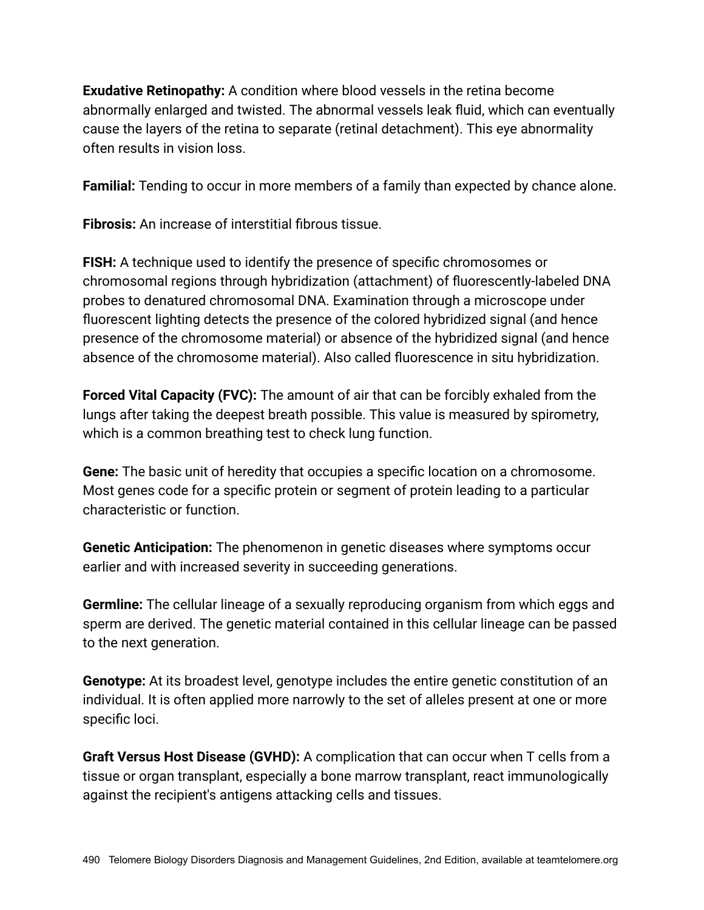**Exudative Retinopathy:** A condition where blood vessels in the retina become abnormally enlarged and twisted. The abnormal vessels leak fluid, which can eventually cause the layers of the retina to separate (retinal detachment). This eye abnormality often results in vision loss.

**Familial:** Tending to occur in more members of a family than expected by chance alone.

**Fibrosis:** An increase of interstitial fibrous tissue.

**FISH:** A technique used to identify the presence of specific chromosomes or chromosomal regions through hybridization (attachment) of fluorescently-labeled DNA probes to denatured chromosomal DNA. Examination through a microscope under fluorescent lighting detects the presence of the colored hybridized signal (and hence presence of the chromosome material) or absence of the hybridized signal (and hence absence of the chromosome material). Also called fluorescence in situ hybridization.

**Forced Vital Capacity (FVC):** The amount of air that can be forcibly exhaled from the lungs after taking the deepest breath possible. This value is measured by spirometry, which is a common breathing test to check lung function.

**Gene:** The basic unit of heredity that occupies a specific location on a chromosome. Most genes code for a specific protein or segment of protein leading to a particular characteristic or function.

**Genetic Anticipation:** The phenomenon in genetic diseases where symptoms occur earlier and with increased severity in succeeding generations.

**Germline:** The cellular lineage of a sexually reproducing organism from which eggs and sperm are derived. The genetic material contained in this cellular lineage can be passed to the next generation.

**Genotype:** At its broadest level, genotype includes the entire genetic constitution of an individual. It is often applied more narrowly to the set of alleles present at one or more specific loci.

**Graft Versus Host Disease (GVHD):** A complication that can occur when T cells from a tissue or organ transplant, especially a bone marrow transplant, react immunologically against the recipient's antigens attacking cells and tissues.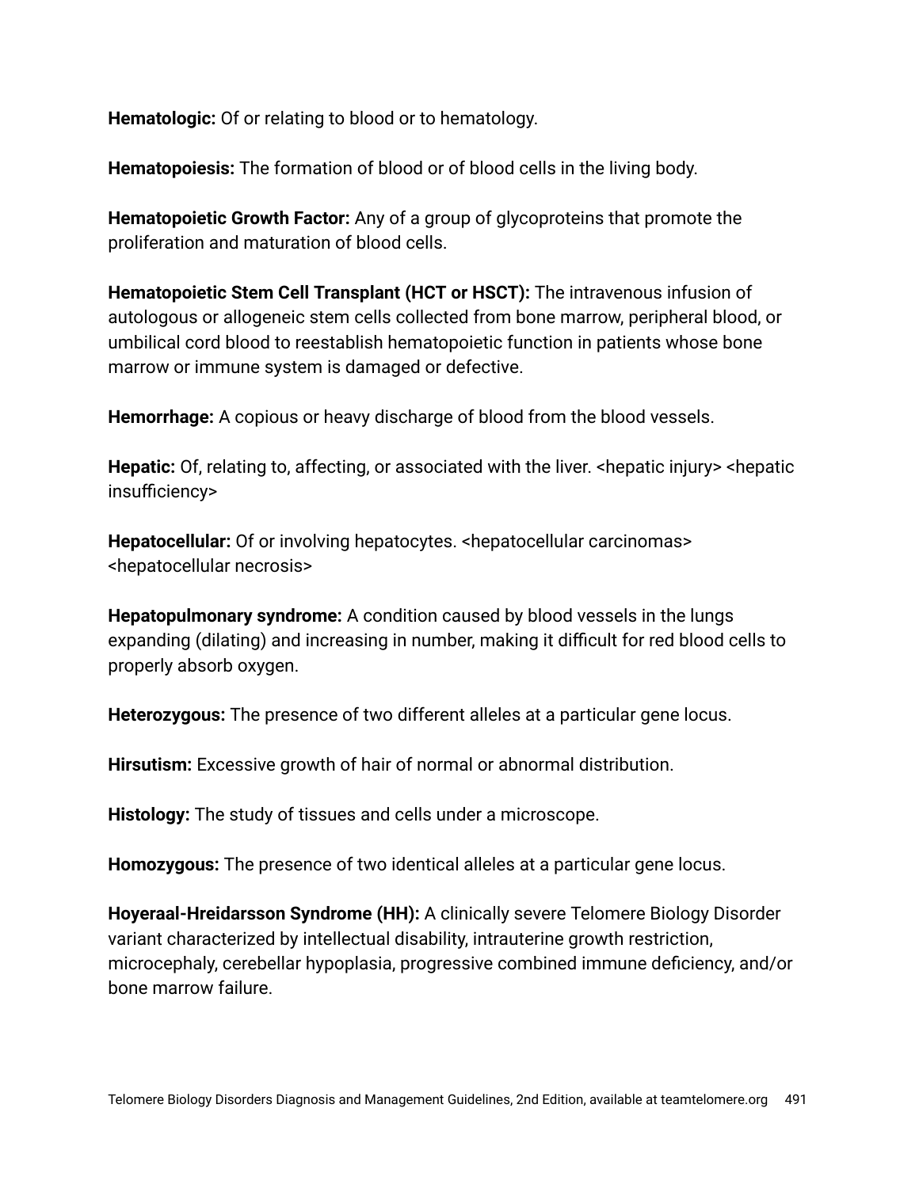**Hematologic:** Of or relating to blood or to hematology.

**Hematopoiesis:** The formation of blood or of blood cells in the living body.

**Hematopoietic Growth Factor:** Any of a group of glycoproteins that promote the proliferation and maturation of blood cells.

**Hematopoietic Stem Cell Transplant (HCT or HSCT):** The intravenous infusion of autologous or allogeneic stem cells collected from bone marrow, peripheral blood, or umbilical cord blood to reestablish hematopoietic function in patients whose bone marrow or immune system is damaged or defective.

**Hemorrhage:** A copious or heavy discharge of blood from the blood vessels.

**Hepatic:** Of, relating to, affecting, or associated with the liver. <hepatic injury> <hepatic insufficiency>

**Hepatocellular:** Of or involving hepatocytes. <hepatocellular carcinomas> <hepatocellular necrosis>

**Hepatopulmonary syndrome:** A condition caused by blood vessels in the lungs expanding (dilating) and increasing in number, making it difficult for red blood cells to properly absorb oxygen.

**Heterozygous:** The presence of two different alleles at a particular gene locus.

**Hirsutism:** Excessive growth of hair of normal or abnormal distribution.

**Histology:** The study of tissues and cells under a microscope.

**Homozygous:** The presence of two identical alleles at a particular gene locus.

**Hoyeraal-Hreidarsson Syndrome (HH):** A clinically severe Telomere Biology Disorder variant characterized by intellectual disability, intrauterine growth restriction, microcephaly, cerebellar hypoplasia, progressive combined immune deficiency, and/or bone marrow failure.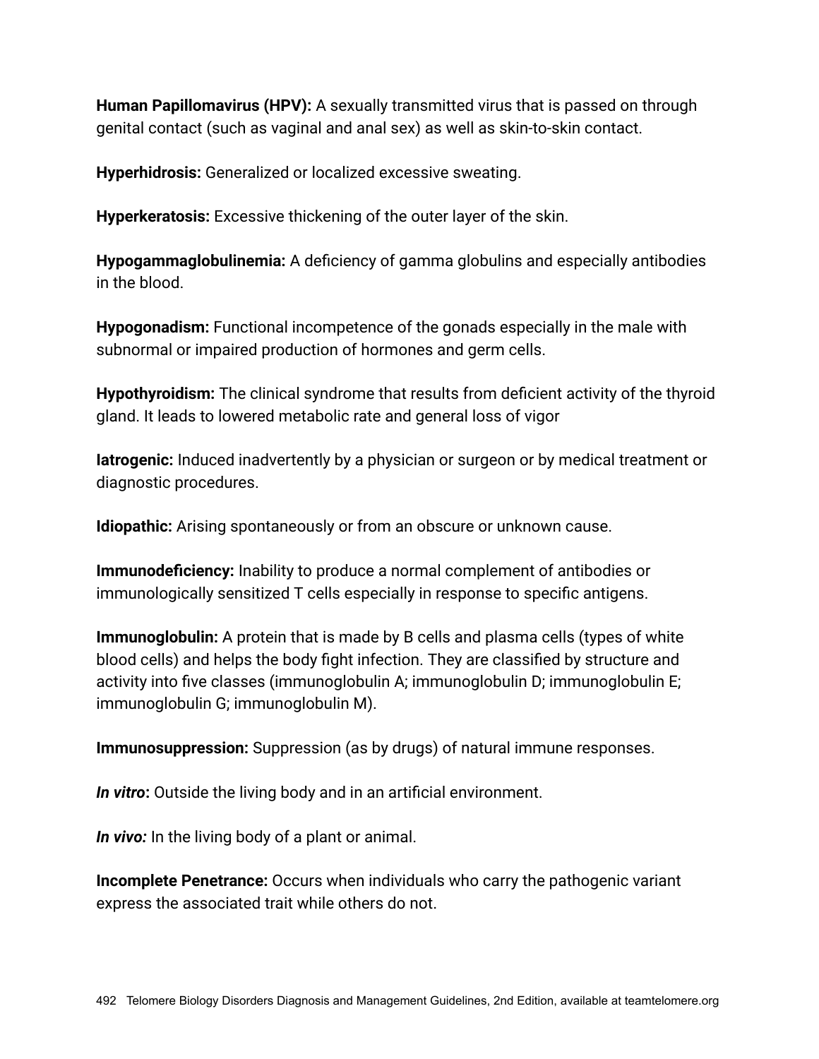**Human Papillomavirus (HPV):** A sexually transmitted virus that is passed on through genital contact (such as vaginal and anal sex) as well as skin-to-skin contact.

**Hyperhidrosis:** Generalized or localized excessive sweating.

**Hyperkeratosis:** Excessive thickening of the outer layer of the skin.

**Hypogammaglobulinemia:** A deficiency of gamma globulins and especially antibodies in the blood.

**Hypogonadism:** Functional incompetence of the gonads especially in the male with subnormal or impaired production of hormones and germ cells.

**Hypothyroidism:** The clinical syndrome that results from deficient activity of the thyroid gland. It leads to lowered metabolic rate and general loss of vigor

**Iatrogenic:** Induced inadvertently by a physician or surgeon or by medical treatment or diagnostic procedures.

**Idiopathic:** Arising spontaneously or from an obscure or unknown cause.

**Immunodeficiency:** Inability to produce a normal complement of antibodies or immunologically sensitized T cells especially in response to specific antigens.

**Immunoglobulin:** A protein that is made by B cells and plasma cells (types of white blood cells) and helps the body fight infection. They are classified by structure and activity into five classes (immunoglobulin A; immunoglobulin D; immunoglobulin E; immunoglobulin G; immunoglobulin M).

**Immunosuppression:** Suppression (as by drugs) of natural immune responses.

***In vitro*:** Outside the living body and in an artificial environment.

***In vivo:*** In the living body of a plant or animal.

**Incomplete Penetrance:** Occurs when individuals who carry the pathogenic variant express the associated trait while others do not.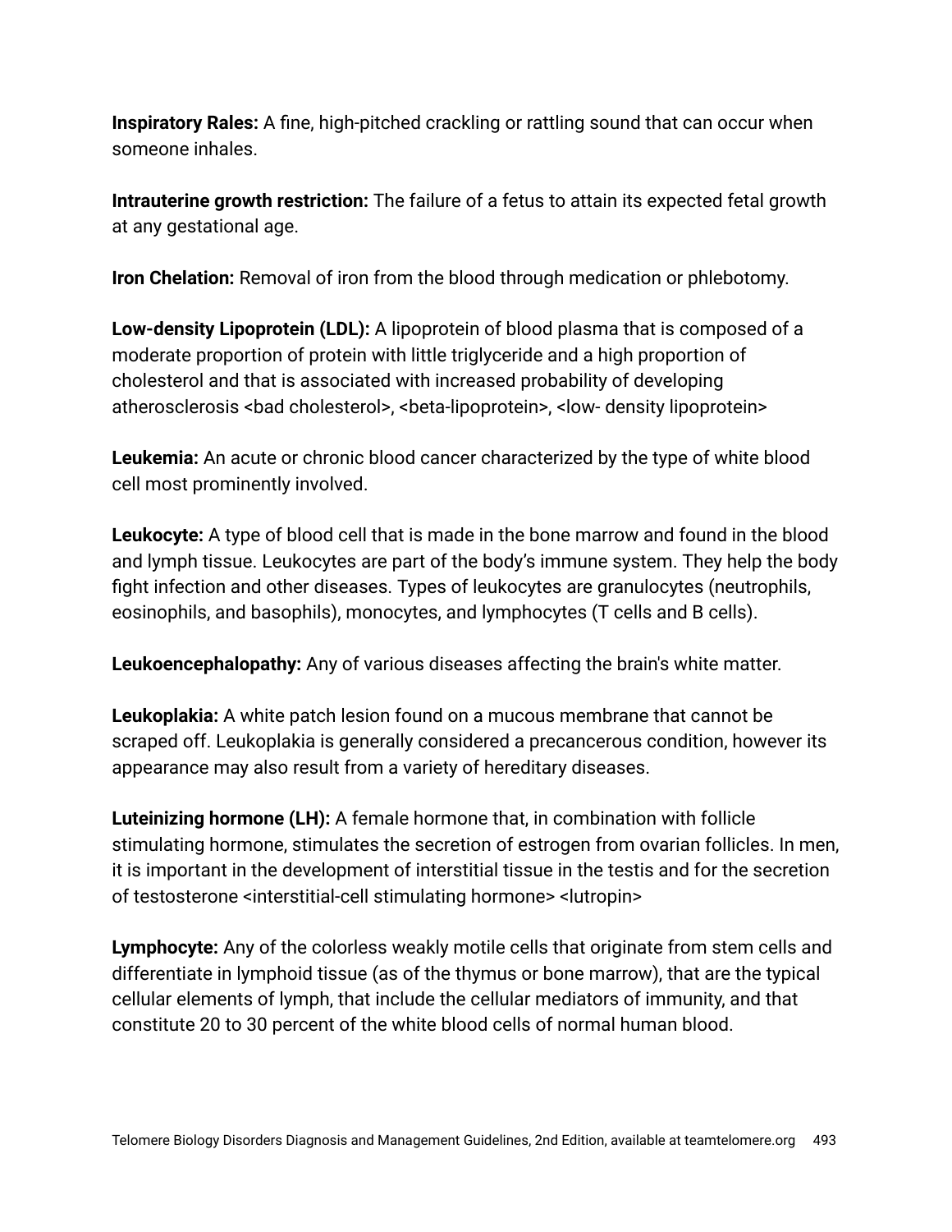**Inspiratory Rales:** A fine, high-pitched crackling or rattling sound that can occur when someone inhales.

**Intrauterine growth restriction:** The failure of a fetus to attain its expected fetal growth at any gestational age.

**Iron Chelation:** Removal of iron from the blood through medication or phlebotomy.

**Low-density Lipoprotein (LDL):** A lipoprotein of blood plasma that is composed of a moderate proportion of protein with little triglyceride and a high proportion of cholesterol and that is associated with increased probability of developing atherosclerosis <bad cholesterol>, <beta-lipoprotein>, <low- density lipoprotein>

**Leukemia:** An acute or chronic blood cancer characterized by the type of white blood cell most prominently involved.

**Leukocyte:** A type of blood cell that is made in the bone marrow and found in the blood and lymph tissue. Leukocytes are part of the body's immune system. They help the body fight infection and other diseases. Types of leukocytes are granulocytes (neutrophils, eosinophils, and basophils), monocytes, and lymphocytes (T cells and B cells).

**Leukoencephalopathy:** Any of various diseases affecting the brain's white matter.

**Leukoplakia:** A white patch lesion found on a mucous membrane that cannot be scraped off. Leukoplakia is generally considered a precancerous condition, however its appearance may also result from a variety of hereditary diseases.

**Luteinizing hormone (LH):** A female hormone that, in combination with follicle stimulating hormone, stimulates the secretion of estrogen from ovarian follicles. In men, it is important in the development of interstitial tissue in the testis and for the secretion of testosterone <interstitial-cell stimulating hormone> <lutropin>

**Lymphocyte:** Any of the colorless weakly motile cells that originate from stem cells and differentiate in lymphoid tissue (as of the thymus or bone marrow), that are the typical cellular elements of lymph, that include the cellular mediators of immunity, and that constitute 20 to 30 percent of the white blood cells of normal human blood.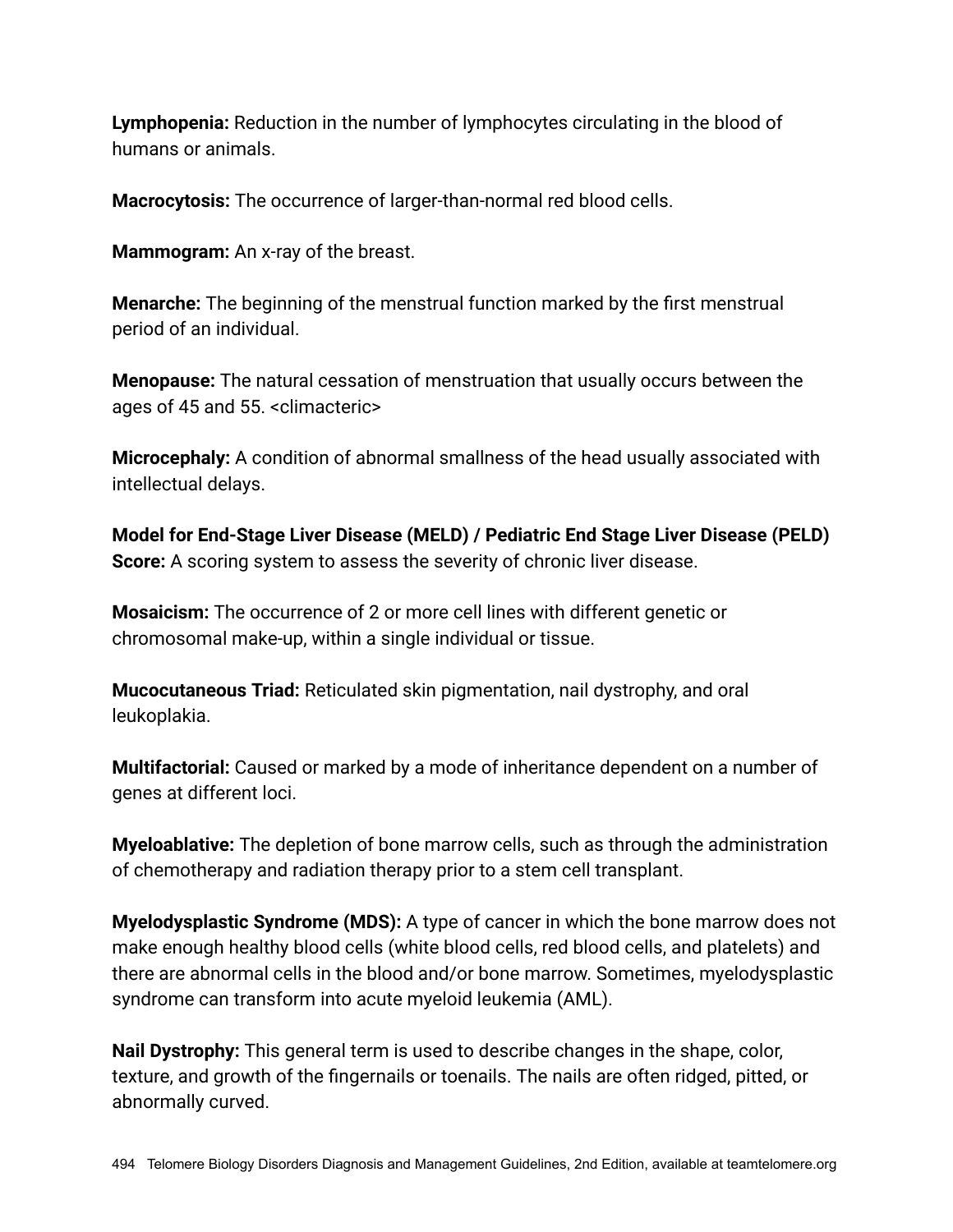**Lymphopenia:** Reduction in the number of lymphocytes circulating in the blood of humans or animals.

**Macrocytosis:** The occurrence of larger-than-normal red blood cells.

**Mammogram:** An x-ray of the breast.

**Menarche:** The beginning of the menstrual function marked by the first menstrual period of an individual.

**Menopause:** The natural cessation of menstruation that usually occurs between the ages of 45 and 55. <climacteric>

**Microcephaly:** A condition of abnormal smallness of the head usually associated with intellectual delays.

**Model for End-Stage Liver Disease (MELD) / Pediatric End Stage Liver Disease (PELD) Score:** A scoring system to assess the severity of chronic liver disease.

**Mosaicism:** The occurrence of 2 or more cell lines with different genetic or chromosomal make-up, within a single individual or tissue.

**Mucocutaneous Triad:** Reticulated skin pigmentation, nail dystrophy, and oral leukoplakia.

**Multifactorial:** Caused or marked by a mode of inheritance dependent on a number of genes at different loci.

**Myeloablative:** The depletion of bone marrow cells, such as through the administration of chemotherapy and radiation therapy prior to a stem cell transplant.

**Myelodysplastic Syndrome (MDS):** A type of cancer in which the bone marrow does not make enough healthy blood cells (white blood cells, red blood cells, and platelets) and there are abnormal cells in the blood and/or bone marrow. Sometimes, myelodysplastic syndrome can transform into acute myeloid leukemia (AML).

**Nail Dystrophy:** This general term is used to describe changes in the shape, color, texture, and growth of the fingernails or toenails. The nails are often ridged, pitted, or abnormally curved.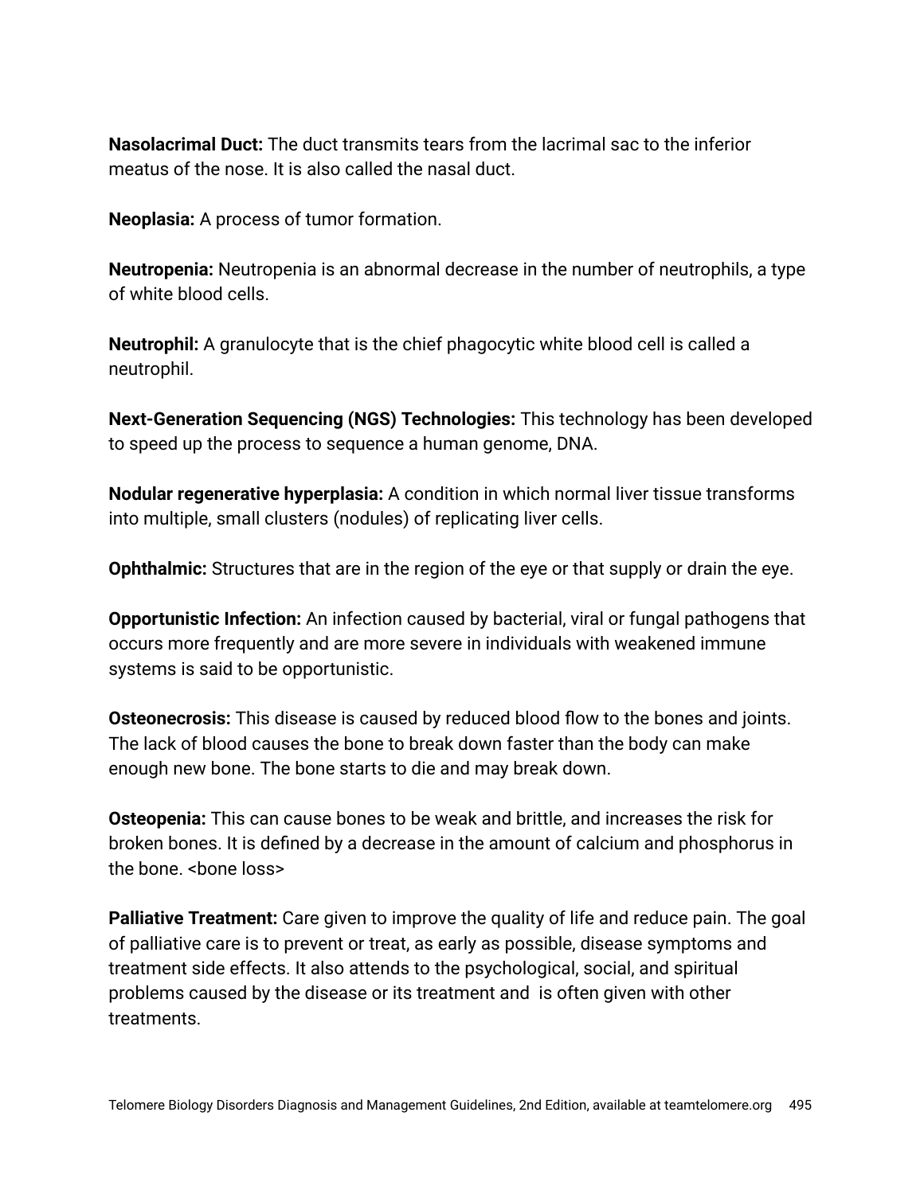**Nasolacrimal Duct:** The duct transmits tears from the lacrimal sac to the inferior meatus of the nose. It is also called the nasal duct.

**Neoplasia:** A process of tumor formation.

**Neutropenia:** Neutropenia is an abnormal decrease in the number of neutrophils, a type of white blood cells.

**Neutrophil:** A granulocyte that is the chief phagocytic white blood cell is called a neutrophil.

**Next-Generation Sequencing (NGS) Technologies:** This technology has been developed to speed up the process to sequence a human genome, DNA.

**Nodular regenerative hyperplasia:** A condition in which normal liver tissue transforms into multiple, small clusters (nodules) of replicating liver cells.

**Ophthalmic:** Structures that are in the region of the eye or that supply or drain the eye.

**Opportunistic Infection:** An infection caused by bacterial, viral or fungal pathogens that occurs more frequently and are more severe in individuals with weakened immune systems is said to be opportunistic.

**Osteonecrosis:** This disease is caused by reduced blood flow to the bones and joints. The lack of blood causes the bone to break down faster than the body can make enough new bone. The bone starts to die and may break down.

**Osteopenia:** This can cause bones to be weak and brittle, and increases the risk for broken bones. It is defined by a decrease in the amount of calcium and phosphorus in the bone. <bone loss>

**Palliative Treatment:** Care given to improve the quality of life and reduce pain. The goal of palliative care is to prevent or treat, as early as possible, disease symptoms and treatment side effects. It also attends to the psychological, social, and spiritual problems caused by the disease or its treatment and is often given with other treatments.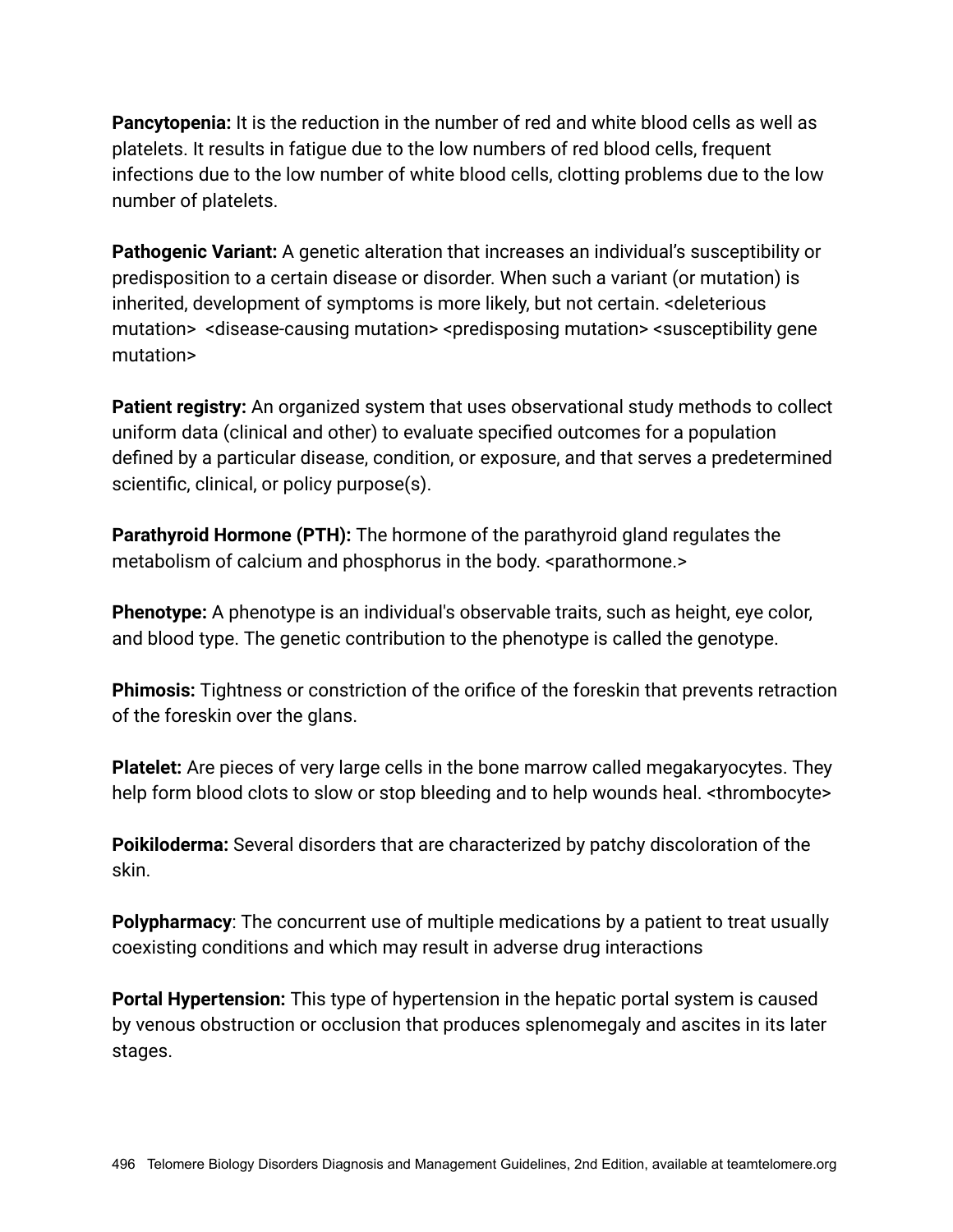**Pancytopenia:** It is the reduction in the number of red and white blood cells as well as platelets. It results in fatigue due to the low numbers of red blood cells, frequent infections due to the low number of white blood cells, clotting problems due to the low number of platelets.

**Pathogenic Variant:** A genetic alteration that increases an individual's susceptibility or predisposition to a certain disease or disorder. When such a variant (or mutation) is inherited, development of symptoms is more likely, but not certain. <deleterious mutation> <disease-causing mutation> <predisposing mutation> <susceptibility gene mutation>

**Patient registry:** An organized system that uses observational study methods to collect uniform data (clinical and other) to evaluate specified outcomes for a population defined by a particular disease, condition, or exposure, and that serves a predetermined scientific, clinical, or policy purpose(s).

**Parathyroid Hormone (PTH):** The hormone of the parathyroid gland regulates the metabolism of calcium and phosphorus in the body. <parathormone.>

**Phenotype:** A phenotype is an individual's observable traits, such as height, eye color, and blood type. The genetic contribution to the phenotype is called the genotype.

**Phimosis:** Tightness or constriction of the orifice of the foreskin that prevents retraction of the foreskin over the glans.

**Platelet:** Are pieces of very large cells in the bone marrow called megakaryocytes. They help form blood clots to slow or stop bleeding and to help wounds heal. <thrombocyte>

**Poikiloderma:** Several disorders that are characterized by patchy discoloration of the skin.

**Polypharmacy**: The concurrent use of multiple medications by a patient to treat usually coexisting conditions and which may result in adverse drug interactions

**Portal Hypertension:** This type of hypertension in the hepatic portal system is caused by venous obstruction or occlusion that produces splenomegaly and ascites in its later stages.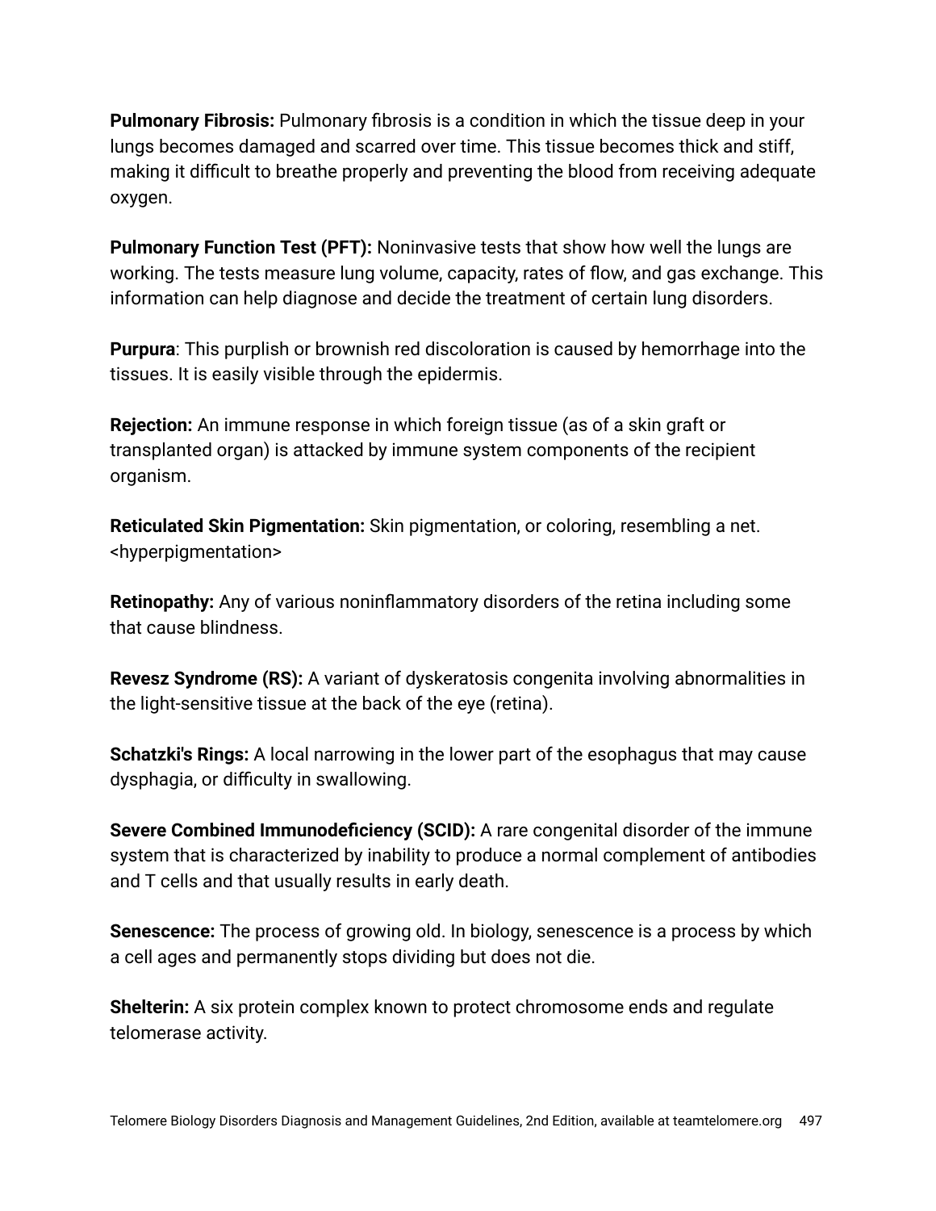**Pulmonary Fibrosis:** Pulmonary fibrosis is a condition in which the tissue deep in your lungs becomes damaged and scarred over time. This tissue becomes thick and stiff, making it difficult to breathe properly and preventing the blood from receiving adequate oxygen.

**Pulmonary Function Test (PFT):** Noninvasive tests that show how well the lungs are working. The tests measure lung volume, capacity, rates of flow, and gas exchange. This information can help diagnose and decide the treatment of certain lung disorders.

**Purpura**: This purplish or brownish red discoloration is caused by hemorrhage into the tissues. It is easily visible through the epidermis.

**Rejection:** An immune response in which foreign tissue (as of a skin graft or transplanted organ) is attacked by immune system components of the recipient organism.

**Reticulated Skin Pigmentation:** Skin pigmentation, or coloring, resembling a net. <hyperpigmentation>

**Retinopathy:** Any of various noninflammatory disorders of the retina including some that cause blindness.

**Revesz Syndrome (RS):** A variant of dyskeratosis congenita involving abnormalities in the light-sensitive tissue at the back of the eye (retina).

**Schatzki's Rings:** A local narrowing in the lower part of the esophagus that may cause dysphagia, or difficulty in swallowing.

**Severe Combined Immunodeficiency (SCID):** A rare congenital disorder of the immune system that is characterized by inability to produce a normal complement of antibodies and T cells and that usually results in early death.

**Senescence:** The process of growing old. In biology, senescence is a process by which a cell ages and permanently stops dividing but does not die.

**Shelterin:** A six protein complex known to protect chromosome ends and regulate telomerase activity.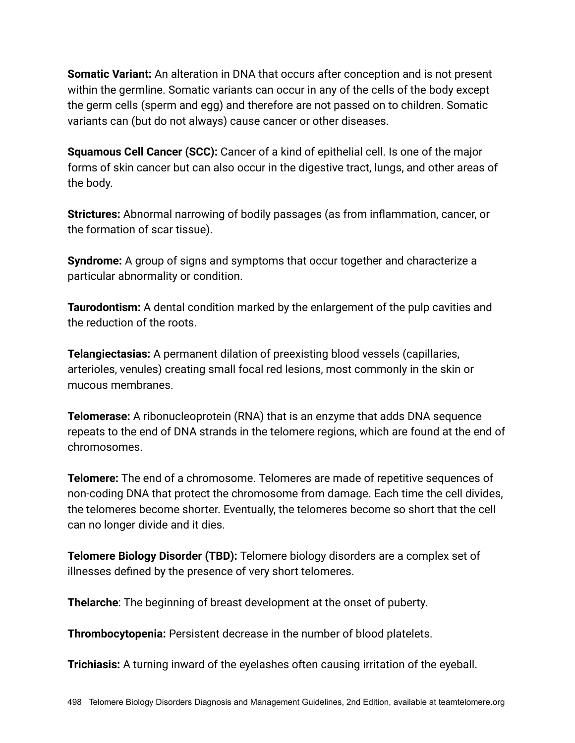**Somatic Variant:** An alteration in DNA that occurs after conception and is not present within the germline. Somatic variants can occur in any of the cells of the body except the germ cells (sperm and egg) and therefore are not passed on to children. Somatic variants can (but do not always) cause cancer or other diseases.

**Squamous Cell Cancer (SCC):** Cancer of a kind of epithelial cell. Is one of the major forms of skin cancer but can also occur in the digestive tract, lungs, and other areas of the body.

**Strictures:** Abnormal narrowing of bodily passages (as from inflammation, cancer, or the formation of scar tissue).

**Syndrome:** A group of signs and symptoms that occur together and characterize a particular abnormality or condition.

**Taurodontism:** A dental condition marked by the enlargement of the pulp cavities and the reduction of the roots.

**Telangiectasias:** A permanent dilation of preexisting blood vessels (capillaries, arterioles, venules) creating small focal red lesions, most commonly in the skin or mucous membranes.

**Telomerase:** A ribonucleoprotein (RNA) that is an enzyme that adds DNA sequence repeats to the end of DNA strands in the telomere regions, which are found at the end of chromosomes.

**Telomere:** The end of a chromosome. Telomeres are made of repetitive sequences of non-coding DNA that protect the chromosome from damage. Each time the cell divides, the telomeres become shorter. Eventually, the telomeres become so short that the cell can no longer divide and it dies.

**Telomere Biology Disorder (TBD):** Telomere biology disorders are a complex set of illnesses defined by the presence of very short telomeres.

**Thelarche**: The beginning of breast development at the onset of puberty.

**Thrombocytopenia:** Persistent decrease in the number of blood platelets.

**Trichiasis:** A turning inward of the eyelashes often causing irritation of the eyeball.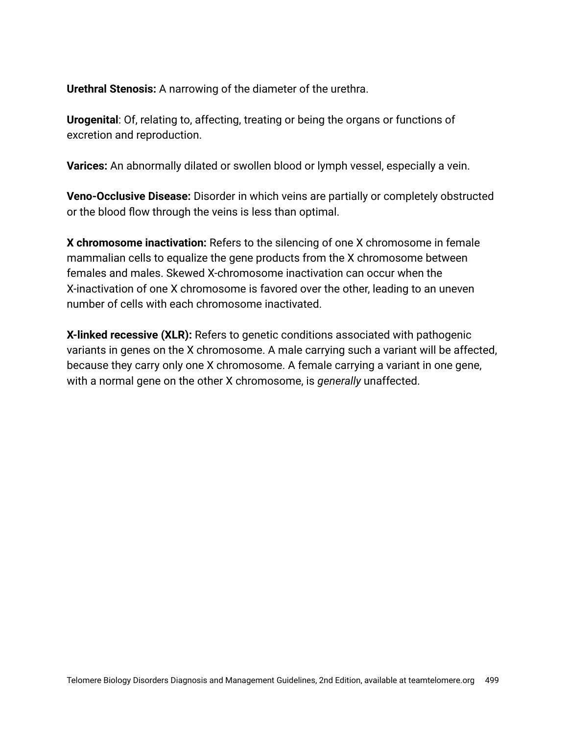**Urethral Stenosis:** A narrowing of the diameter of the urethra.

**Urogenital**: Of, relating to, affecting, treating or being the organs or functions of excretion and reproduction.

**Varices:** An abnormally dilated or swollen blood or lymph vessel, especially a vein.

**Veno-Occlusive Disease:** Disorder in which veins are partially or completely obstructed or the blood flow through the veins is less than optimal.

**X chromosome inactivation:** Refers to the silencing of one X chromosome in female mammalian cells to equalize the gene products from the X chromosome between females and males. Skewed X-chromosome inactivation can occur when the X-inactivation of one X chromosome is favored over the other, leading to an uneven number of cells with each chromosome inactivated.

**X-linked recessive (XLR):** Refers to genetic conditions associated with pathogenic variants in genes on the X chromosome. A male carrying such a variant will be affected, because they carry only one X chromosome. A female carrying a variant in one gene, with a normal gene on the other X chromosome, is *generally* unaffected.